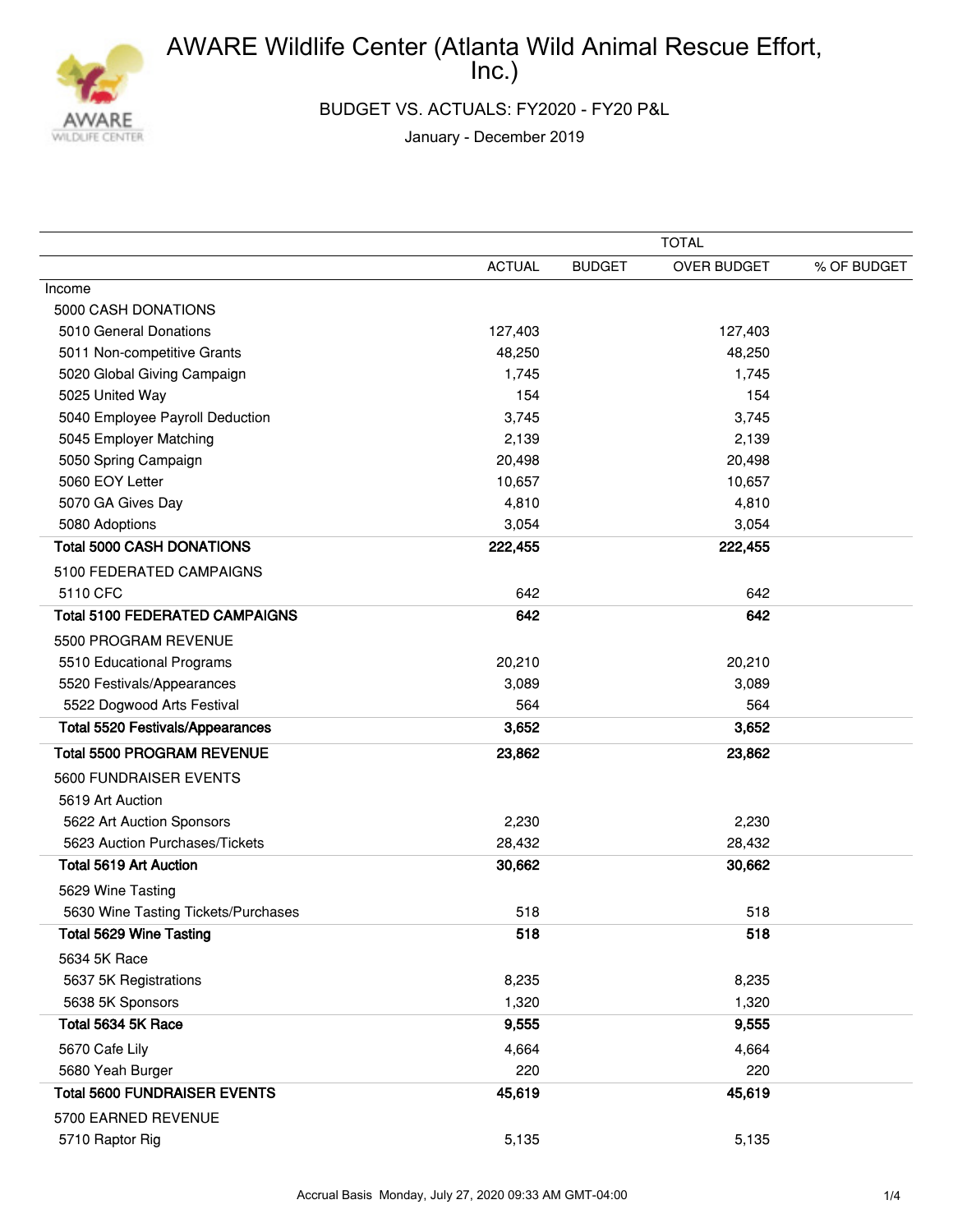# AWARE Wildlife Center (Atlanta Wild Animal Rescue Effort, Inc.)

## BUDGET VS. ACTUALS: FY2020 - FY20 P&L

January - December 2019

| | TOTAL | | | |
|---|---|---|---|---|
| | ACTUAL | BUDGET | OVER BUDGET | % OF BUDGET |
| Income | | | | |
| 5000 CASH DONATIONS | | | | |
| 5010 General Donations | 127,403 | | 127,403 | |
| 5011 Non-competitive Grants | 48,250 | | 48,250 | |
| 5020 Global Giving Campaign | 1,745 | | 1,745 | |
| 5025 United Way | 154 | | 154 | |
| 5040 Employee Payroll Deduction | 3,745 | | 3,745 | |
| 5045 Employer Matching | 2,139 | | 2,139 | |
| 5050 Spring Campaign | 20,498 | | 20,498 | |
| 5060 EOY Letter | 10,657 | | 10,657 | |
| 5070 GA Gives Day | 4,810 | | 4,810 | |
| 5080 Adoptions | 3,054 | | 3,054 | |
| **Total 5000 CASH DONATIONS** | **222,455** | | **222,455** | |
| 5100 FEDERATED CAMPAIGNS | | | | |
| 5110 CFC | 642 | | 642 | |
| **Total 5100 FEDERATED CAMPAIGNS** | **642** | | **642** | |
| 5500 PROGRAM REVENUE | | | | |
| 5510 Educational Programs | 20,210 | | 20,210 | |
| 5520 Festivals/Appearances | 3,089 | | 3,089 | |
| 5522 Dogwood Arts Festival | 564 | | 564 | |
| **Total 5520 Festivals/Appearances** | **3,652** | | **3,652** | |
| **Total 5500 PROGRAM REVENUE** | **23,862** | | **23,862** | |
| 5600 FUNDRAISER EVENTS | | | | |
| 5619 Art Auction | | | | |
| 5622 Art Auction Sponsors | 2,230 | | 2,230 | |
| 5623 Auction Purchases/Tickets | 28,432 | | 28,432 | |
| **Total 5619 Art Auction** | **30,662** | | **30,662** | |
| 5629 Wine Tasting | | | | |
| 5630 Wine Tasting Tickets/Purchases | 518 | | 518 | |
| **Total 5629 Wine Tasting** | **518** | | **518** | |
| 5634 5K Race | | | | |
| 5637 5K Registrations | 8,235 | | 8,235 | |
| 5638 5K Sponsors | 1,320 | | 1,320 | |
| **Total 5634 5K Race** | **9,555** | | **9,555** | |
| 5670 Cafe Lily | 4,664 | | 4,664 | |
| 5680 Yeah Burger | 220 | | 220 | |
| **Total 5600 FUNDRAISER EVENTS** | **45,619** | | **45,619** | |
| 5700 EARNED REVENUE | | | | |
| 5710 Raptor Rig | 5,135 | | 5,135 | |

Accrual Basis Monday, July 27, 2020 09:33 AM GMT-04:00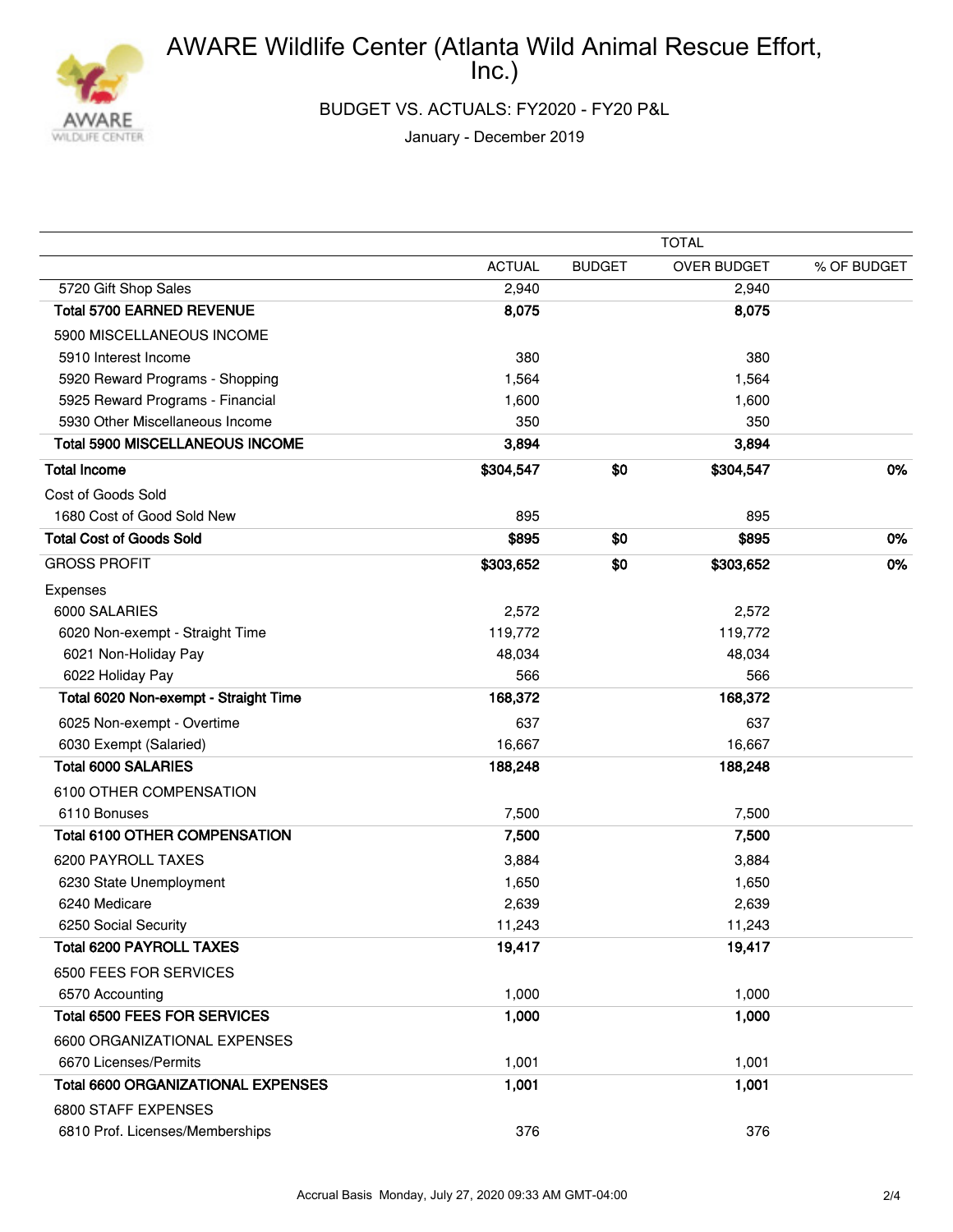# AWARE Wildlife Center (Atlanta Wild Animal Rescue Effort, Inc.)

BUDGET VS. ACTUALS: FY2020 - FY20 P&L

January - December 2019

| | TOTAL | | | |
|---|---|---|---|---|
| | ACTUAL | BUDGET | OVER BUDGET | % OF BUDGET |
| 5720 Gift Shop Sales | 2,940 | | 2,940 | |
| **Total 5700 EARNED REVENUE** | **8,075** | | **8,075** | |
| 5900 MISCELLANEOUS INCOME | | | | |
| 5910 Interest Income | 380 | | 380 | |
| 5920 Reward Programs - Shopping | 1,564 | | 1,564 | |
| 5925 Reward Programs - Financial | 1,600 | | 1,600 | |
| 5930 Other Miscellaneous Income | 350 | | 350 | |
| **Total 5900 MISCELLANEOUS INCOME** | **3,894** | | **3,894** | |
| **Total Income** | **$304,547** | **$0** | **$304,547** | **0%** |
| Cost of Goods Sold | | | | |
| 1680 Cost of Good Sold New | 895 | | 895 | |
| **Total Cost of Goods Sold** | **$895** | **$0** | **$895** | **0%** |
| GROSS PROFIT | **$303,652** | **$0** | **$303,652** | **0%** |
| Expenses | | | | |
| 6000 SALARIES | 2,572 | | 2,572 | |
| 6020 Non-exempt - Straight Time | 119,772 | | 119,772 | |
| 6021 Non-Holiday Pay | 48,034 | | 48,034 | |
| 6022 Holiday Pay | 566 | | 566 | |
| **Total 6020 Non-exempt - Straight Time** | **168,372** | | **168,372** | |
| 6025 Non-exempt - Overtime | 637 | | 637 | |
| 6030 Exempt (Salaried) | 16,667 | | 16,667 | |
| **Total 6000 SALARIES** | **188,248** | | **188,248** | |
| 6100 OTHER COMPENSATION | | | | |
| 6110 Bonuses | 7,500 | | 7,500 | |
| **Total 6100 OTHER COMPENSATION** | **7,500** | | **7,500** | |
| 6200 PAYROLL TAXES | 3,884 | | 3,884 | |
| 6230 State Unemployment | 1,650 | | 1,650 | |
| 6240 Medicare | 2,639 | | 2,639 | |
| 6250 Social Security | 11,243 | | 11,243 | |
| **Total 6200 PAYROLL TAXES** | **19,417** | | **19,417** | |
| 6500 FEES FOR SERVICES | | | | |
| 6570 Accounting | 1,000 | | 1,000 | |
| **Total 6500 FEES FOR SERVICES** | **1,000** | | **1,000** | |
| 6600 ORGANIZATIONAL EXPENSES | | | | |
| 6670 Licenses/Permits | 1,001 | | 1,001 | |
| **Total 6600 ORGANIZATIONAL EXPENSES** | **1,001** | | **1,001** | |
| 6800 STAFF EXPENSES | | | | |
| 6810 Prof. Licenses/Memberships | 376 | | 376 | |

Accrual Basis Monday, July 27, 2020 09:33 AM GMT-04:00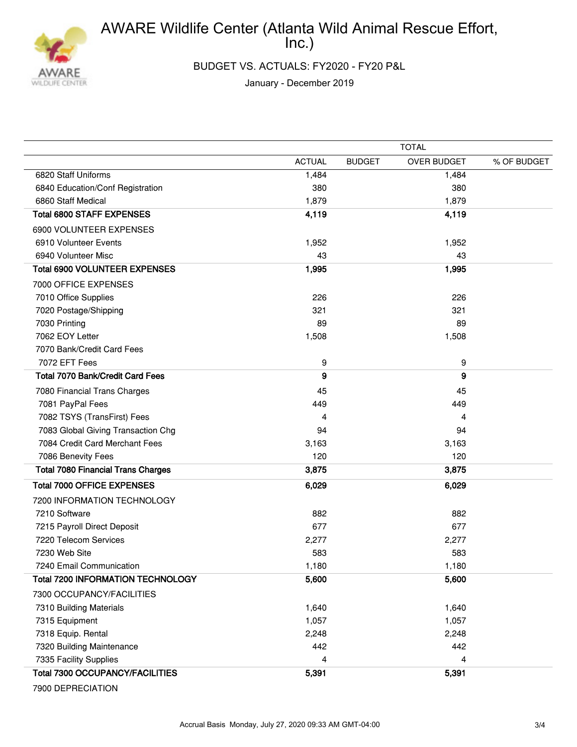# AWARE Wildlife Center (Atlanta Wild Animal Rescue Effort, Inc.)

## BUDGET VS. ACTUALS: FY2020 - FY20 P&L

January - December 2019

| | TOTAL | | | |
|---|---|---|---|---|
| | ACTUAL | BUDGET | OVER BUDGET | % OF BUDGET |
| 6820 Staff Uniforms | 1,484 | | 1,484 | |
| 6840 Education/Conf Registration | 380 | | 380 | |
| 6860 Staff Medical | 1,879 | | 1,879 | |
| **Total 6800 STAFF EXPENSES** | **4,119** | | **4,119** | |
| 6900 VOLUNTEER EXPENSES | | | | |
| 6910 Volunteer Events | 1,952 | | 1,952 | |
| 6940 Volunteer Misc | 43 | | 43 | |
| **Total 6900 VOLUNTEER EXPENSES** | **1,995** | | **1,995** | |
| 7000 OFFICE EXPENSES | | | | |
| 7010 Office Supplies | 226 | | 226 | |
| 7020 Postage/Shipping | 321 | | 321 | |
| 7030 Printing | 89 | | 89 | |
| 7062 EOY Letter | 1,508 | | 1,508 | |
| 7070 Bank/Credit Card Fees | | | | |
| 7072 EFT Fees | 9 | | 9 | |
| **Total 7070 Bank/Credit Card Fees** | **9** | | **9** | |
| 7080 Financial Trans Charges | 45 | | 45 | |
| 7081 PayPal Fees | 449 | | 449 | |
| 7082 TSYS (TransFirst) Fees | 4 | | 4 | |
| 7083 Global Giving Transaction Chg | 94 | | 94 | |
| 7084 Credit Card Merchant Fees | 3,163 | | 3,163 | |
| 7086 Benevity Fees | 120 | | 120 | |
| **Total 7080 Financial Trans Charges** | **3,875** | | **3,875** | |
| **Total 7000 OFFICE EXPENSES** | **6,029** | | **6,029** | |
| 7200 INFORMATION TECHNOLOGY | | | | |
| 7210 Software | 882 | | 882 | |
| 7215 Payroll Direct Deposit | 677 | | 677 | |
| 7220 Telecom Services | 2,277 | | 2,277 | |
| 7230 Web Site | 583 | | 583 | |
| 7240 Email Communication | 1,180 | | 1,180 | |
| **Total 7200 INFORMATION TECHNOLOGY** | **5,600** | | **5,600** | |
| 7300 OCCUPANCY/FACILITIES | | | | |
| 7310 Building Materials | 1,640 | | 1,640 | |
| 7315 Equipment | 1,057 | | 1,057 | |
| 7318 Equip. Rental | 2,248 | | 2,248 | |
| 7320 Building Maintenance | 442 | | 442 | |
| 7335 Facility Supplies | 4 | | 4 | |
| **Total 7300 OCCUPANCY/FACILITIES** | **5,391** | | **5,391** | |
| 7900 DEPRECIATION | | | | |

Accrual Basis Monday, July 27, 2020 09:33 AM GMT-04:00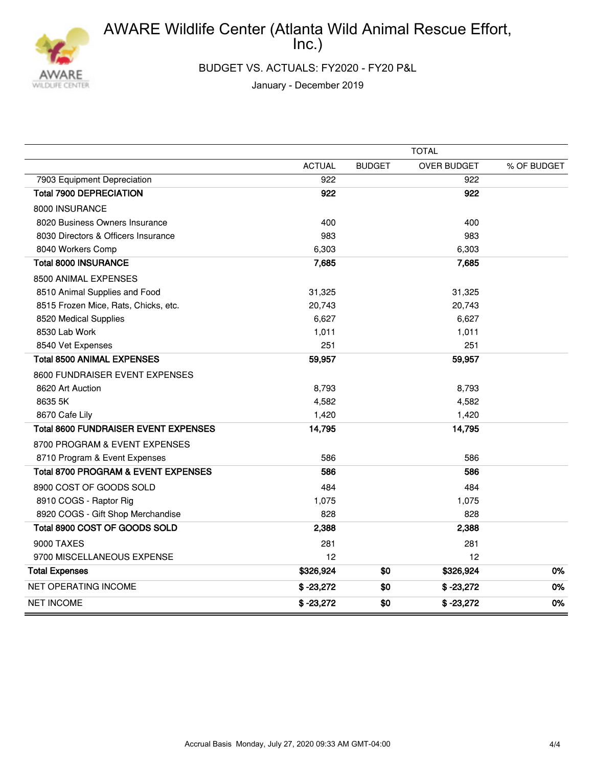# AWARE Wildlife Center (Atlanta Wild Animal Rescue Effort, Inc.)

BUDGET VS. ACTUALS: FY2020 - FY20 P&L

January - December 2019

| | TOTAL | | | |
|---|---|---|---|---|
| | ACTUAL | BUDGET | OVER BUDGET | % OF BUDGET |
| 7903 Equipment Depreciation | 922 | | 922 | |
| **Total 7900 DEPRECIATION** | **922** | | **922** | |
| 8000 INSURANCE | | | | |
| 8020 Business Owners Insurance | 400 | | 400 | |
| 8030 Directors & Officers Insurance | 983 | | 983 | |
| 8040 Workers Comp | 6,303 | | 6,303 | |
| **Total 8000 INSURANCE** | **7,685** | | **7,685** | |
| 8500 ANIMAL EXPENSES | | | | |
| 8510 Animal Supplies and Food | 31,325 | | 31,325 | |
| 8515 Frozen Mice, Rats, Chicks, etc. | 20,743 | | 20,743 | |
| 8520 Medical Supplies | 6,627 | | 6,627 | |
| 8530 Lab Work | 1,011 | | 1,011 | |
| 8540 Vet Expenses | 251 | | 251 | |
| **Total 8500 ANIMAL EXPENSES** | **59,957** | | **59,957** | |
| 8600 FUNDRAISER EVENT EXPENSES | | | | |
| 8620 Art Auction | 8,793 | | 8,793 | |
| 8635 5K | 4,582 | | 4,582 | |
| 8670 Cafe Lily | 1,420 | | 1,420 | |
| **Total 8600 FUNDRAISER EVENT EXPENSES** | **14,795** | | **14,795** | |
| 8700 PROGRAM & EVENT EXPENSES | | | | |
| 8710 Program & Event Expenses | 586 | | 586 | |
| **Total 8700 PROGRAM & EVENT EXPENSES** | **586** | | **586** | |
| 8900 COST OF GOODS SOLD | 484 | | 484 | |
| 8910 COGS - Raptor Rig | 1,075 | | 1,075 | |
| 8920 COGS - Gift Shop Merchandise | 828 | | 828 | |
| **Total 8900 COST OF GOODS SOLD** | **2,388** | | **2,388** | |
| 9000 TAXES | 281 | | 281 | |
| 9700 MISCELLANEOUS EXPENSE | 12 | | 12 | |
| **Total Expenses** | **$326,924** | **$0** | **$326,924** | **0%** |
| NET OPERATING INCOME | **$ -23,272** | **$0** | **$ -23,272** | **0%** |
| NET INCOME | **$ -23,272** | **$0** | **$ -23,272** | **0%** |

Accrual Basis Monday, July 27, 2020 09:33 AM GMT-04:00